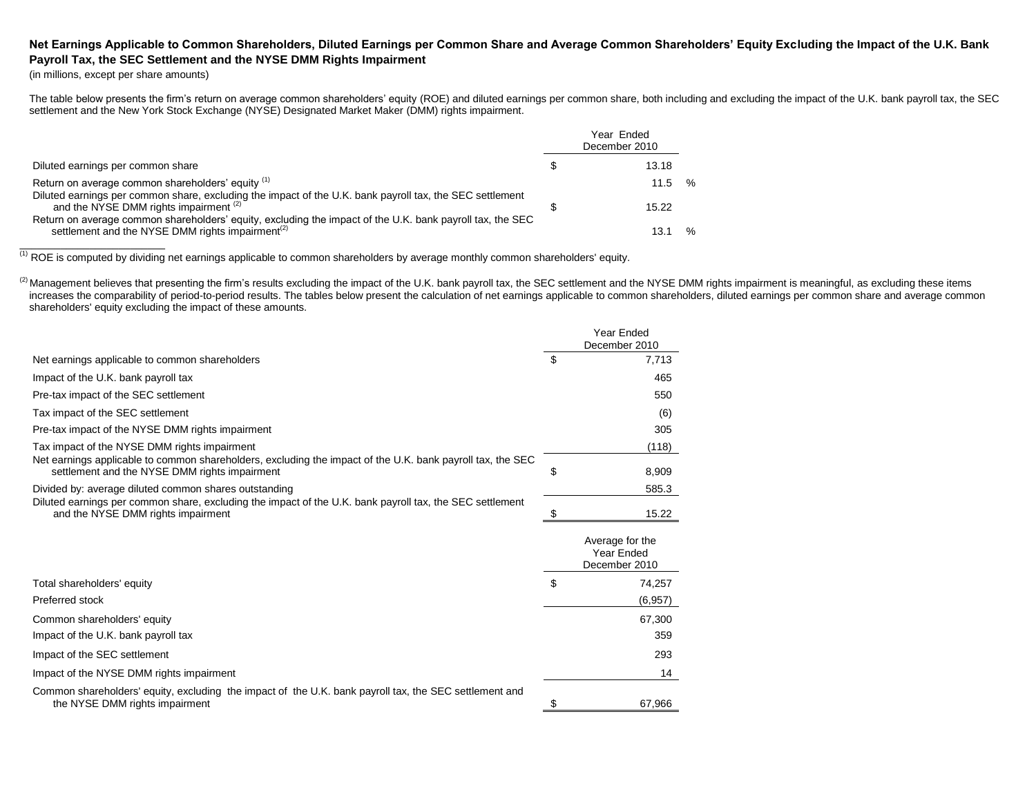**Net Earnings Applicable to Common Shareholders, Diluted Earnings per Common Share and Average Common Shareholders' Equity Excluding the Impact of the U.K. Bank Payroll Tax, the SEC Settlement and the NYSE DMM Rights Impairment**

(in millions, except per share amounts)

The table below presents the firm's return on average common shareholders' equity (ROE) and diluted earnings per common share, both including and excluding the impact of the U.K. bank payroll tax, the SEC settlement and the New York Stock Exchange (NYSE) Designated Market Maker (DMM) rights impairment.

| | Year Ended December 2010 |
|---|---|
| Diluted earnings per common share | $ 13.18 |
| Return on average common shareholders' equity [(1)] | 11.5 % |
| Diluted earnings per common share, excluding the impact of the U.K. bank payroll tax, the SEC settlement and the NYSE DMM rights impairment [(2)] | $ 15.22 |
| Return on average common shareholders' equity, excluding the impact of the U.K. bank payroll tax, the SEC settlement and the NYSE DMM rights impairment[(2)] | 13.1 % |

[(1)] ROE is computed by dividing net earnings applicable to common shareholders by average monthly common shareholders' equity.

[(2)] Management believes that presenting the firm's results excluding the impact of the U.K. bank payroll tax, the SEC settlement and the NYSE DMM rights impairment is meaningful, as excluding these items increases the comparability of period-to-period results. The tables below present the calculation of net earnings applicable to common shareholders, diluted earnings per common share and average common shareholders' equity excluding the impact of these amounts.

| | Year Ended December 2010 |
|---|---|
| Net earnings applicable to common shareholders | $ 7,713 |
| Impact of the U.K. bank payroll tax | 465 |
| Pre-tax impact of the SEC settlement | 550 |
| Tax impact of the SEC settlement | (6) |
| Pre-tax impact of the NYSE DMM rights impairment | 305 |
| Tax impact of the NYSE DMM rights impairment | (118) |
| Net earnings applicable to common shareholders, excluding the impact of the U.K. bank payroll tax, the SEC settlement and the NYSE DMM rights impairment | $ 8,909 |
| Divided by: average diluted common shares outstanding | 585.3 |
| Diluted earnings per common share, excluding the impact of the U.K. bank payroll tax, the SEC settlement and the NYSE DMM rights impairment | $ 15.22 |

| | Average for the Year Ended December 2010 |
|---|---|
| Total shareholders' equity | $ 74,257 |
| Preferred stock | (6,957) |
| Common shareholders' equity | 67,300 |
| Impact of the U.K. bank payroll tax | 359 |
| Impact of the SEC settlement | 293 |
| Impact of the NYSE DMM rights impairment | 14 |
| Common shareholders' equity, excluding the impact of the U.K. bank payroll tax, the SEC settlement and the NYSE DMM rights impairment | $ 67,966 |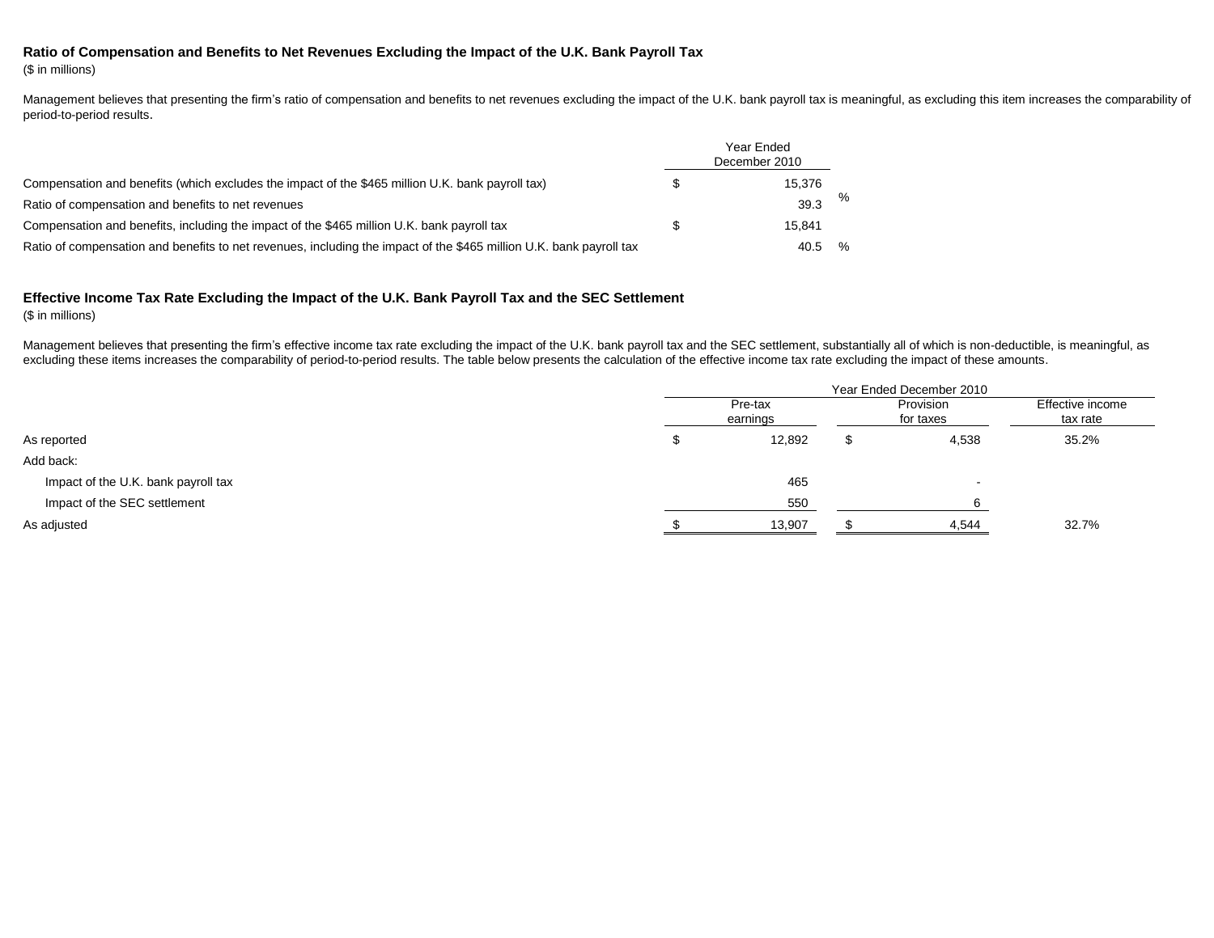**Ratio of Compensation and Benefits to Net Revenues Excluding the Impact of the U.K. Bank Payroll Tax**

($ in millions)

Management believes that presenting the firm's ratio of compensation and benefits to net revenues excluding the impact of the U.K. bank payroll tax is meaningful, as excluding this item increases the comparability of period-to-period results.

| | Year Ended December 2010 |
|---|---|
| Compensation and benefits (which excludes the impact of the $465 million U.K. bank payroll tax) | $ 15,376 |
| Ratio of compensation and benefits to net revenues | 39.3 % |
| Compensation and benefits, including the impact of the $465 million U.K. bank payroll tax | $ 15,841 |
| Ratio of compensation and benefits to net revenues, including the impact of the $465 million U.K. bank payroll tax | 40.5 % |

**Effective Income Tax Rate Excluding the Impact of the U.K. Bank Payroll Tax and the SEC Settlement**

($ in millions)

Management believes that presenting the firm's effective income tax rate excluding the impact of the U.K. bank payroll tax and the SEC settlement, substantially all of which is non-deductible, is meaningful, as excluding these items increases the comparability of period-to-period results. The table below presents the calculation of the effective income tax rate excluding the impact of these amounts.

| | Year Ended December 2010 | | |
|---|---|---|---|
| | Pre-tax earnings | Provision for taxes | Effective income tax rate |
| As reported | $ 12,892 | $ 4,538 | 35.2% |
| Add back: | | | |
| Impact of the U.K. bank payroll tax | 465 | - | |
| Impact of the SEC settlement | 550 | 6 | |
| As adjusted | $ 13,907 | $ 4,544 | 32.7% |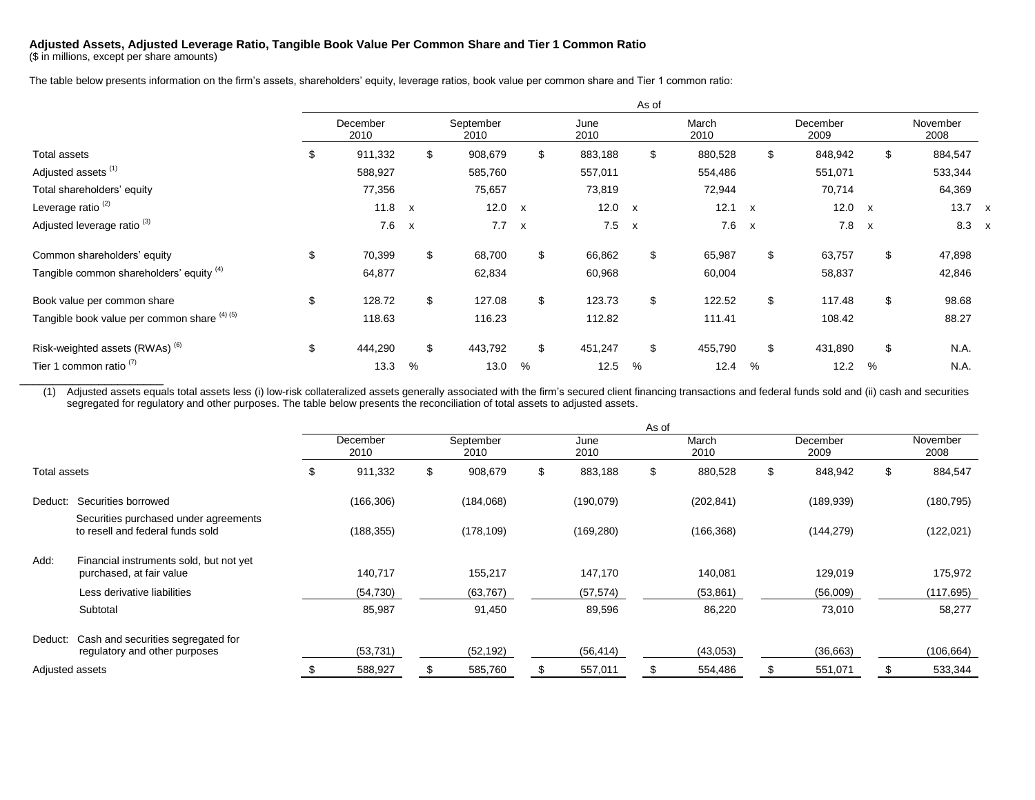**Adjusted Assets, Adjusted Leverage Ratio, Tangible Book Value Per Common Share and Tier 1 Common Ratio**
($ in millions, except per share amounts)

The table below presents information on the firm's assets, shareholders' equity, leverage ratios, book value per common share and Tier 1 common ratio:

| | As of | | | | | |
|---|---|---|---|---|---|---|
| | December 2010 | September 2010 | June 2010 | March 2010 | December 2009 | November 2008 |
| Total assets | $ 911,332 | $ 908,679 | $ 883,188 | $ 880,528 | $ 848,942 | $ 884,547 |
| Adjusted assets [(1)] | 588,927 | 585,760 | 557,011 | 554,486 | 551,071 | 533,344 |
| Total shareholders' equity | 77,356 | 75,657 | 73,819 | 72,944 | 70,714 | 64,369 |
| Leverage ratio [(2)] | 11.8 x | 12.0 x | 12.0 x | 12.1 x | 12.0 x | 13.7 x |
| Adjusted leverage ratio [(3)] | 7.6 x | 7.7 x | 7.5 x | 7.6 x | 7.8 x | 8.3 x |
| Common shareholders' equity | $ 70,399 | $ 68,700 | $ 66,862 | $ 65,987 | $ 63,757 | $ 47,898 |
| Tangible common shareholders' equity [(4)] | 64,877 | 62,834 | 60,968 | 60,004 | 58,837 | 42,846 |
| Book value per common share | $ 128.72 | $ 127.08 | $ 123.73 | $ 122.52 | $ 117.48 | $ 98.68 |
| Tangible book value per common share [(4) (5)] | 118.63 | 116.23 | 112.82 | 111.41 | 108.42 | 88.27 |
| Risk-weighted assets (RWAs) [(6)] | $ 444,290 | $ 443,792 | $ 451,247 | $ 455,790 | $ 431,890 | $ N.A. |
| Tier 1 common ratio [(7)] | 13.3 % | 13.0 % | 12.5 % | 12.4 % | 12.2 % | N.A. |

(1) Adjusted assets equals total assets less (i) low-risk collateralized assets generally associated with the firm's secured client financing transactions and federal funds sold and (ii) cash and securities segregated for regulatory and other purposes. The table below presents the reconciliation of total assets to adjusted assets.

| | As of | | | | | |
|---|---|---|---|---|---|---|
| | December 2010 | September 2010 | June 2010 | March 2010 | December 2009 | November 2008 |
| Total assets | $ 911,332 | $ 908,679 | $ 883,188 | $ 880,528 | $ 848,942 | $ 884,547 |
| Deduct: Securities borrowed | (166,306) | (184,068) | (190,079) | (202,841) | (189,939) | (180,795) |
| Securities purchased under agreements to resell and federal funds sold | (188,355) | (178,109) | (169,280) | (166,368) | (144,279) | (122,021) |
| Add: Financial instruments sold, but not yet purchased, at fair value | 140,717 | 155,217 | 147,170 | 140,081 | 129,019 | 175,972 |
| Less derivative liabilities | (54,730) | (63,767) | (57,574) | (53,861) | (56,009) | (117,695) |
| Subtotal | 85,987 | 91,450 | 89,596 | 86,220 | 73,010 | 58,277 |
| Deduct: Cash and securities segregated for regulatory and other purposes | (53,731) | (52,192) | (56,414) | (43,053) | (36,663) | (106,664) |
| Adjusted assets | $ 588,927 | $ 585,760 | $ 557,011 | $ 554,486 | $ 551,071 | $ 533,344 |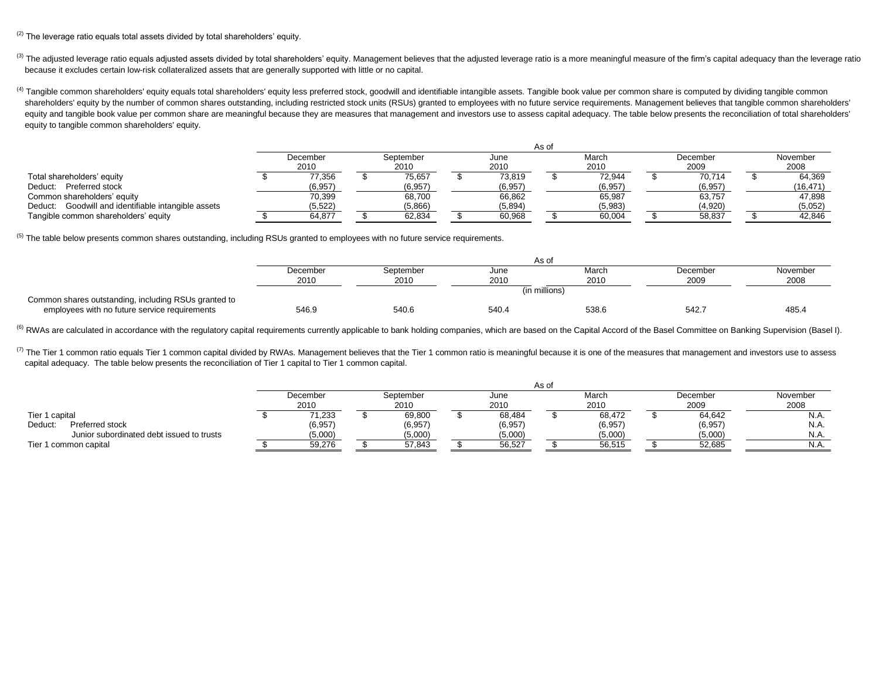(2) The leverage ratio equals total assets divided by total shareholders' equity.

(3) The adjusted leverage ratio equals adjusted assets divided by total shareholders' equity. Management believes that the adjusted leverage ratio is a more meaningful measure of the firm's capital adequacy than the leverage ratio because it excludes certain low-risk collateralized assets that are generally supported with little or no capital.

(4) Tangible common shareholders' equity equals total shareholders' equity less preferred stock, goodwill and identifiable intangible assets. Tangible book value per common share is computed by dividing tangible common shareholders' equity by the number of common shares outstanding, including restricted stock units (RSUs) granted to employees with no future service requirements. Management believes that tangible common shareholders' equity and tangible book value per common share are meaningful because they are measures that management and investors use to assess capital adequacy. The table below presents the reconciliation of total shareholders' equity to tangible common shareholders' equity.

| | As of | | | | | |
|---|---|---|---|---|---|---|
| | December 2010 | September 2010 | June 2010 | March 2010 | December 2009 | November 2008 |
| Total shareholders' equity | $ 77,356 | $ 75,657 | $ 73,819 | $ 72,944 | $ 70,714 | $ 64,369 |
| Deduct: Preferred stock | (6,957) | (6,957) | (6,957) | (6,957) | (6,957) | (16,471) |
| Common shareholders' equity | 70,399 | 68,700 | 66,862 | 65,987 | 63,757 | 47,898 |
| Deduct: Goodwill and identifiable intangible assets | (5,522) | (5,866) | (5,894) | (5,983) | (4,920) | (5,052) |
| Tangible common shareholders' equity | $ 64,877 | $ 62,834 | $ 60,968 | $ 60,004 | $ 58,837 | $ 42,846 |

(5) The table below presents common shares outstanding, including RSUs granted to employees with no future service requirements.

| | As of | | | | | |
|---|---|---|---|---|---|---|
| | December 2010 | September 2010 | June 2010 | March 2010 | December 2009 | November 2008 |
| | (in millions) | | | | | |
| Common shares outstanding, including RSUs granted to employees with no future service requirements | 546.9 | 540.6 | 540.4 | 538.6 | 542.7 | 485.4 |

(6) RWAs are calculated in accordance with the regulatory capital requirements currently applicable to bank holding companies, which are based on the Capital Accord of the Basel Committee on Banking Supervision (Basel I).

(7) The Tier 1 common ratio equals Tier 1 common capital divided by RWAs. Management believes that the Tier 1 common ratio is meaningful because it is one of the measures that management and investors use to assess capital adequacy. The table below presents the reconciliation of Tier 1 capital to Tier 1 common capital.

| | As of | | | | | |
|---|---|---|---|---|---|---|
| | December 2010 | September 2010 | June 2010 | March 2010 | December 2009 | November 2008 |
| Tier 1 capital | $ 71,233 | $ 69,800 | $ 68,484 | $ 68,472 | $ 64,642 | N.A. |
| Deduct: Preferred stock | (6,957) | (6,957) | (6,957) | (6,957) | (6,957) | N.A. |
| Junior subordinated debt issued to trusts | (5,000) | (5,000) | (5,000) | (5,000) | (5,000) | N.A. |
| Tier 1 common capital | $ 59,276 | $ 57,843 | $ 56,527 | $ 56,515 | $ 52,685 | N.A. |